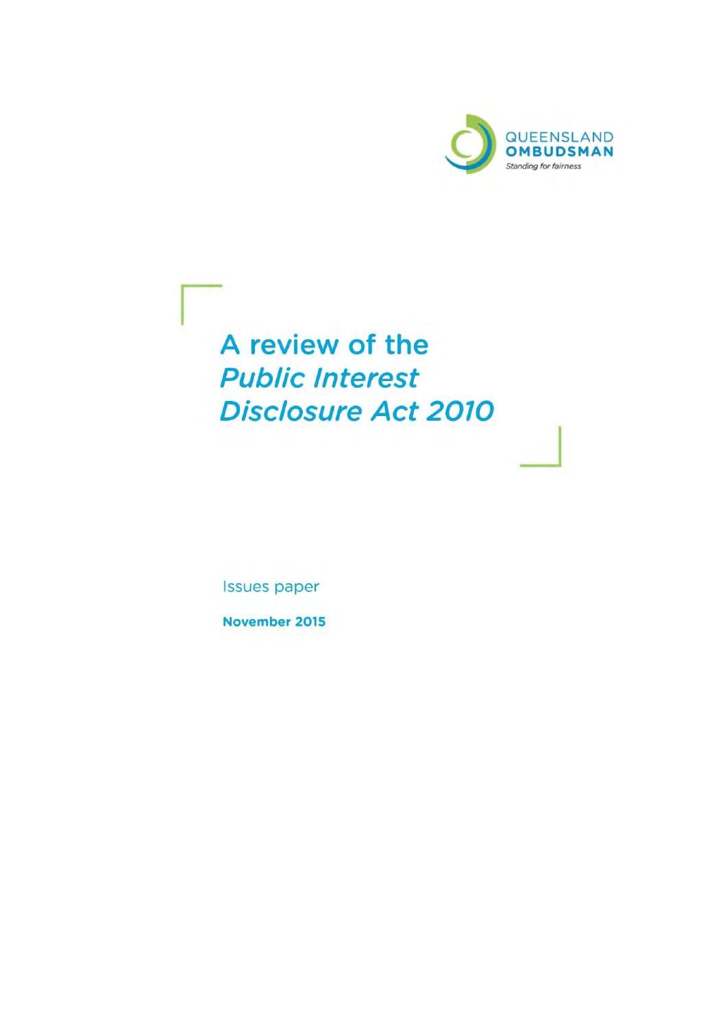QUEENSLAND
OMBUDSMAN
*Standing for fairness*

# A review of the *Public Interest Disclosure Act 2010*

Issues paper

**November 2015**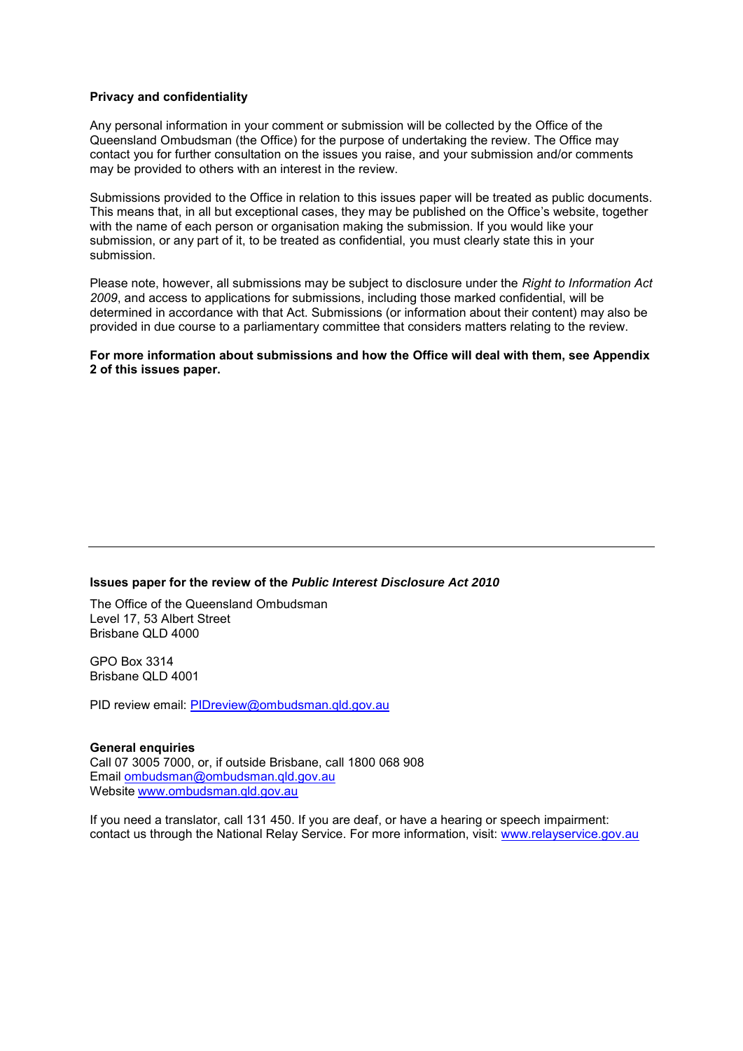**Privacy and confidentiality**

Any personal information in your comment or submission will be collected by the Office of the Queensland Ombudsman (the Office) for the purpose of undertaking the review. The Office may contact you for further consultation on the issues you raise, and your submission and/or comments may be provided to others with an interest in the review.

Submissions provided to the Office in relation to this issues paper will be treated as public documents. This means that, in all but exceptional cases, they may be published on the Office's website, together with the name of each person or organisation making the submission. If you would like your submission, or any part of it, to be treated as confidential, you must clearly state this in your submission.

Please note, however, all submissions may be subject to disclosure under the *Right to Information Act 2009*, and access to applications for submissions, including those marked confidential, will be determined in accordance with that Act. Submissions (or information about their content) may also be provided in due course to a parliamentary committee that considers matters relating to the review.

**For more information about submissions and how the Office will deal with them, see Appendix 2 of this issues paper.**

---

**Issues paper for the review of the *Public Interest Disclosure Act 2010***

The Office of the Queensland Ombudsman
Level 17, 53 Albert Street
Brisbane QLD 4000

GPO Box 3314
Brisbane QLD 4001

PID review email: PIDreview@ombudsman.qld.gov.au

**General enquiries**
Call 07 3005 7000, or, if outside Brisbane, call 1800 068 908
Email ombudsman@ombudsman.qld.gov.au
Website www.ombudsman.qld.gov.au

If you need a translator, call 131 450. If you are deaf, or have a hearing or speech impairment: contact us through the National Relay Service. For more information, visit: www.relayservice.gov.au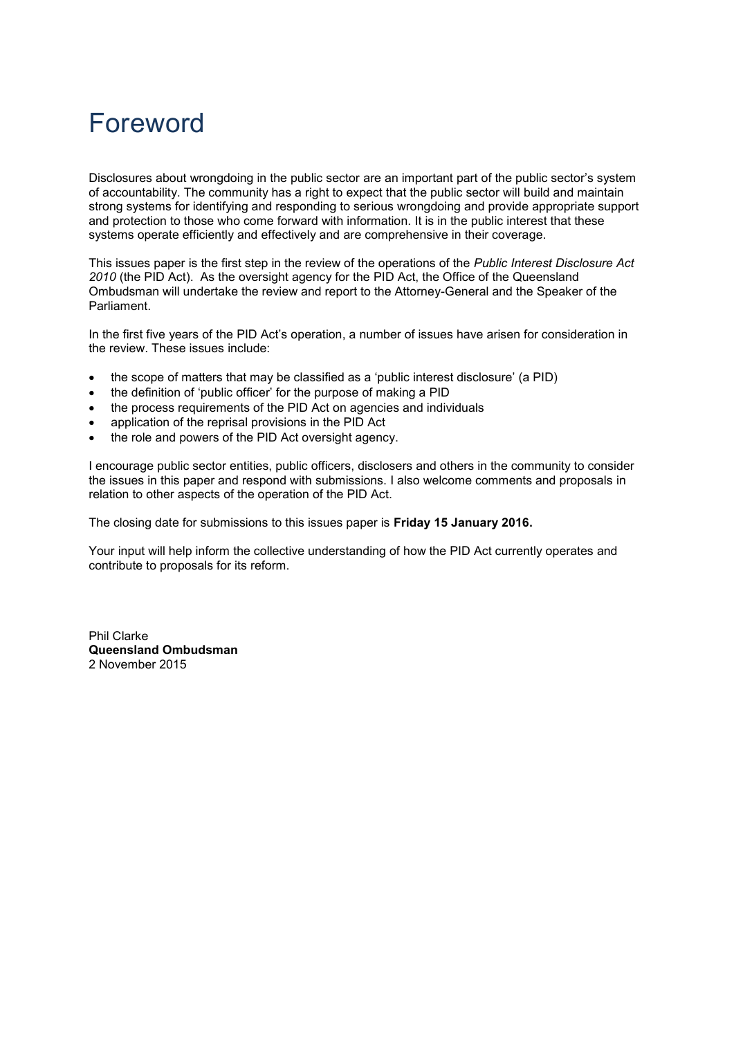# Foreword

Disclosures about wrongdoing in the public sector are an important part of the public sector's system of accountability. The community has a right to expect that the public sector will build and maintain strong systems for identifying and responding to serious wrongdoing and provide appropriate support and protection to those who come forward with information. It is in the public interest that these systems operate efficiently and effectively and are comprehensive in their coverage.

This issues paper is the first step in the review of the operations of the *Public Interest Disclosure Act 2010* (the PID Act). As the oversight agency for the PID Act, the Office of the Queensland Ombudsman will undertake the review and report to the Attorney-General and the Speaker of the Parliament.

In the first five years of the PID Act's operation, a number of issues have arisen for consideration in the review. These issues include:

- the scope of matters that may be classified as a 'public interest disclosure' (a PID)
- the definition of 'public officer' for the purpose of making a PID
- the process requirements of the PID Act on agencies and individuals
- application of the reprisal provisions in the PID Act
- the role and powers of the PID Act oversight agency.

I encourage public sector entities, public officers, disclosers and others in the community to consider the issues in this paper and respond with submissions. I also welcome comments and proposals in relation to other aspects of the operation of the PID Act.

The closing date for submissions to this issues paper is **Friday 15 January 2016.**

Your input will help inform the collective understanding of how the PID Act currently operates and contribute to proposals for its reform.

Phil Clarke
**Queensland Ombudsman**
2 November 2015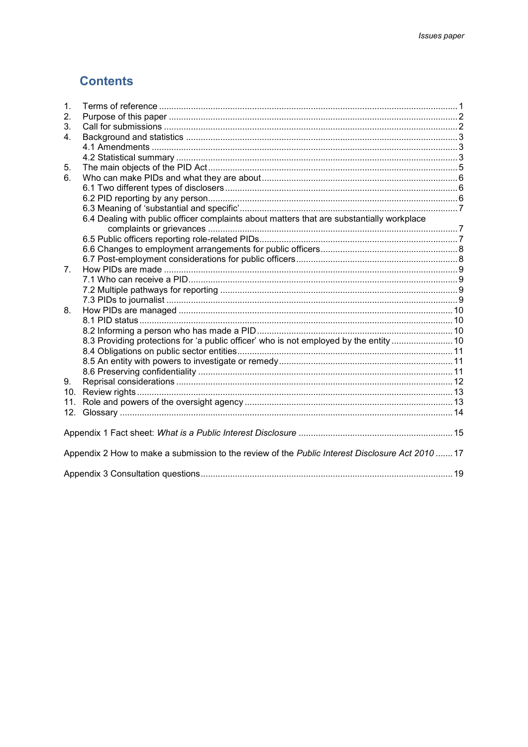## Contents

1. Terms of reference ..... 1
2. Purpose of this paper ..... 2
3. Call for submissions ..... 2
4. Background and statistics ..... 3
   - 4.1 Amendments ..... 3
   - 4.2 Statistical summary ..... 3
5. The main objects of the PID Act ..... 5
6. Who can make PIDs and what they are about ..... 6
   - 6.1 Two different types of disclosers ..... 6
   - 6.2 PID reporting by any person ..... 6
   - 6.3 Meaning of 'substantial and specific' ..... 7
   - 6.4 Dealing with public officer complaints about matters that are substantially workplace complaints or grievances ..... 7
   - 6.5 Public officers reporting role-related PIDs ..... 7
   - 6.6 Changes to employment arrangements for public officers ..... 8
   - 6.7 Post-employment considerations for public officers ..... 8
7. How PIDs are made ..... 9
   - 7.1 Who can receive a PID ..... 9
   - 7.2 Multiple pathways for reporting ..... 9
   - 7.3 PIDs to journalist ..... 9
8. How PIDs are managed ..... 10
   - 8.1 PID status ..... 10
   - 8.2 Informing a person who has made a PID ..... 10
   - 8.3 Providing protections for 'a public officer' who is not employed by the entity ..... 10
   - 8.4 Obligations on public sector entities ..... 11
   - 8.5 An entity with powers to investigate or remedy ..... 11
   - 8.6 Preserving confidentiality ..... 11
9. Reprisal considerations ..... 12
10. Review rights ..... 13
11. Role and powers of the oversight agency ..... 13
12. Glossary ..... 14

Appendix 1 Fact sheet: *What is a Public Interest Disclosure* ..... 15

Appendix 2 How to make a submission to the review of the *Public Interest Disclosure Act 2010* ..... 17

Appendix 3 Consultation questions ..... 19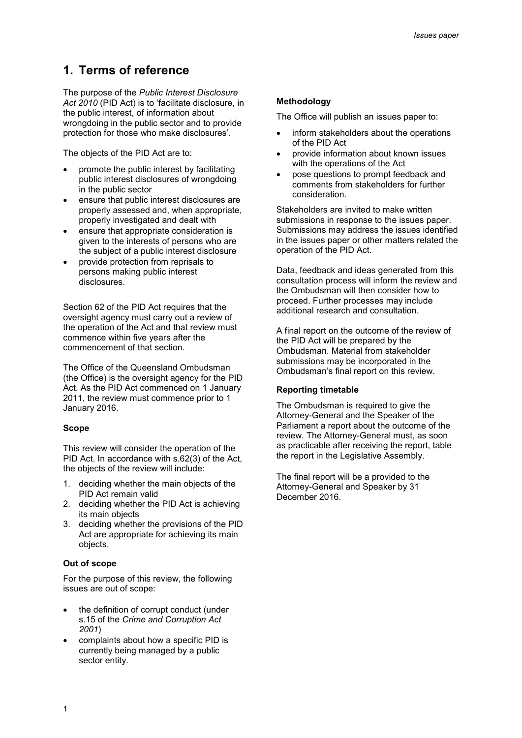# 1. Terms of reference

The purpose of the *Public Interest Disclosure Act 2010* (PID Act) is to 'facilitate disclosure, in the public interest, of information about wrongdoing in the public sector and to provide protection for those who make disclosures'.

The objects of the PID Act are to:

- promote the public interest by facilitating public interest disclosures of wrongdoing in the public sector
- ensure that public interest disclosures are properly assessed and, when appropriate, properly investigated and dealt with
- ensure that appropriate consideration is given to the interests of persons who are the subject of a public interest disclosure
- provide protection from reprisals to persons making public interest disclosures.

Section 62 of the PID Act requires that the oversight agency must carry out a review of the operation of the Act and that review must commence within five years after the commencement of that section.

The Office of the Queensland Ombudsman (the Office) is the oversight agency for the PID Act. As the PID Act commenced on 1 January 2011, the review must commence prior to 1 January 2016.

### Scope

This review will consider the operation of the PID Act. In accordance with s.62(3) of the Act, the objects of the review will include:

1. deciding whether the main objects of the PID Act remain valid
2. deciding whether the PID Act is achieving its main objects
3. deciding whether the provisions of the PID Act are appropriate for achieving its main objects.

### Out of scope

For the purpose of this review, the following issues are out of scope:

- the definition of corrupt conduct (under s.15 of the *Crime and Corruption Act 2001*)
- complaints about how a specific PID is currently being managed by a public sector entity.

### Methodology

The Office will publish an issues paper to:

- inform stakeholders about the operations of the PID Act
- provide information about known issues with the operations of the Act
- pose questions to prompt feedback and comments from stakeholders for further consideration.

Stakeholders are invited to make written submissions in response to the issues paper. Submissions may address the issues identified in the issues paper or other matters related the operation of the PID Act.

Data, feedback and ideas generated from this consultation process will inform the review and the Ombudsman will then consider how to proceed. Further processes may include additional research and consultation.

A final report on the outcome of the review of the PID Act will be prepared by the Ombudsman. Material from stakeholder submissions may be incorporated in the Ombudsman's final report on this review.

### Reporting timetable

The Ombudsman is required to give the Attorney-General and the Speaker of the Parliament a report about the outcome of the review. The Attorney-General must, as soon as practicable after receiving the report, table the report in the Legislative Assembly.

The final report will be a provided to the Attorney-General and Speaker by 31 December 2016.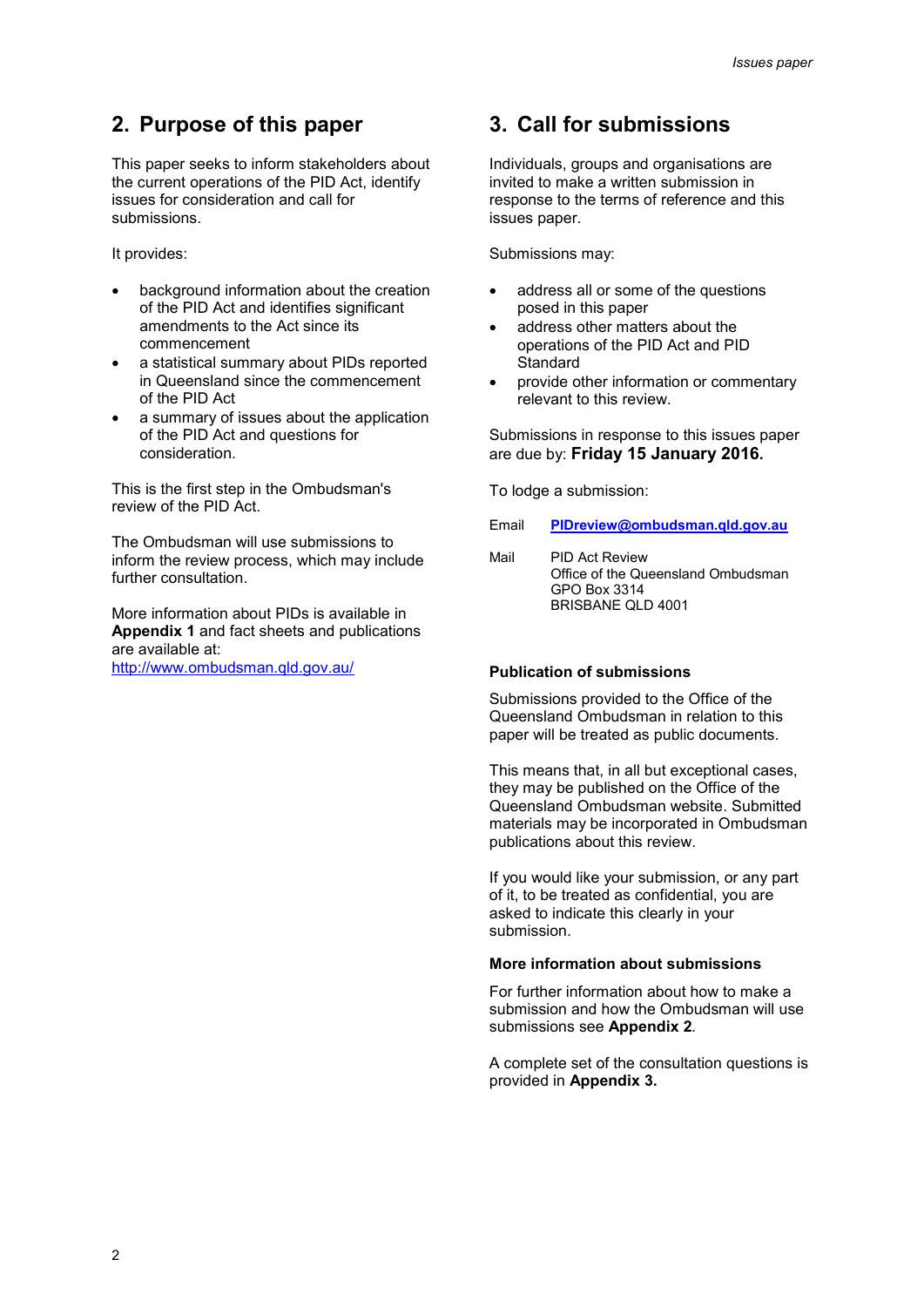## 2. Purpose of this paper

This paper seeks to inform stakeholders about the current operations of the PID Act, identify issues for consideration and call for submissions.

It provides:

- background information about the creation of the PID Act and identifies significant amendments to the Act since its commencement
- a statistical summary about PIDs reported in Queensland since the commencement of the PID Act
- a summary of issues about the application of the PID Act and questions for consideration.

This is the first step in the Ombudsman's review of the PID Act.

The Ombudsman will use submissions to inform the review process, which may include further consultation.

More information about PIDs is available in **Appendix 1** and fact sheets and publications are available at: http://www.ombudsman.qld.gov.au/

## 3. Call for submissions

Individuals, groups and organisations are invited to make a written submission in response to the terms of reference and this issues paper.

Submissions may:

- address all or some of the questions posed in this paper
- address other matters about the operations of the PID Act and PID Standard
- provide other information or commentary relevant to this review.

Submissions in response to this issues paper are due by: **Friday 15 January 2016.**

To lodge a submission:

Email **PIDreview@ombudsman.qld.gov.au**

Mail PID Act Review
Office of the Queensland Ombudsman
GPO Box 3314
BRISBANE QLD 4001

### Publication of submissions

Submissions provided to the Office of the Queensland Ombudsman in relation to this paper will be treated as public documents.

This means that, in all but exceptional cases, they may be published on the Office of the Queensland Ombudsman website. Submitted materials may be incorporated in Ombudsman publications about this review.

If you would like your submission, or any part of it, to be treated as confidential, you are asked to indicate this clearly in your submission.

### More information about submissions

For further information about how to make a submission and how the Ombudsman will use submissions see **Appendix 2**.

A complete set of the consultation questions is provided in **Appendix 3.**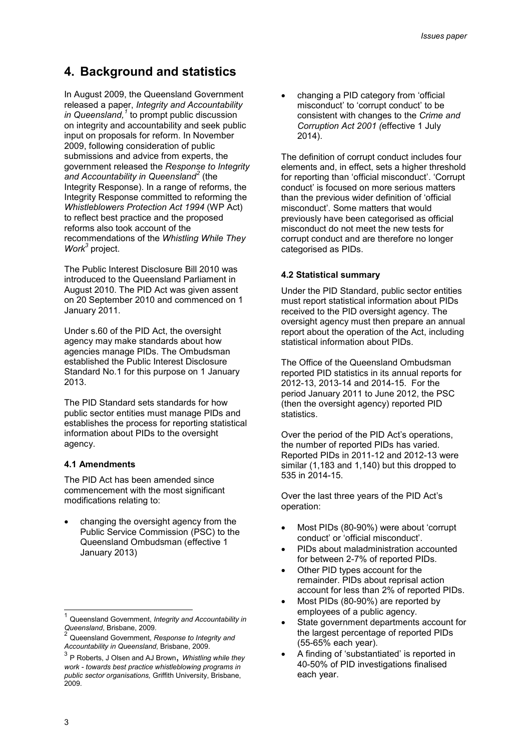# 4. Background and statistics

In August 2009, the Queensland Government released a paper, *Integrity and Accountability in Queensland,*[1] to prompt public discussion on integrity and accountability and seek public input on proposals for reform. In November 2009, following consideration of public submissions and advice from experts, the government released the *Response to Integrity and Accountability in Queensland*[2] (the Integrity Response). In a range of reforms, the Integrity Response committed to reforming the *Whistleblowers Protection Act 1994* (WP Act) to reflect best practice and the proposed reforms also took account of the recommendations of the *Whistling While They Work*[3] project.

The Public Interest Disclosure Bill 2010 was introduced to the Queensland Parliament in August 2010. The PID Act was given assent on 20 September 2010 and commenced on 1 January 2011.

Under s.60 of the PID Act, the oversight agency may make standards about how agencies manage PIDs. The Ombudsman established the Public Interest Disclosure Standard No.1 for this purpose on 1 January 2013.

The PID Standard sets standards for how public sector entities must manage PIDs and establishes the process for reporting statistical information about PIDs to the oversight agency.

### 4.1 Amendments

The PID Act has been amended since commencement with the most significant modifications relating to:

- changing the oversight agency from the Public Service Commission (PSC) to the Queensland Ombudsman (effective 1 January 2013)
- changing a PID category from 'official misconduct' to 'corrupt conduct' to be consistent with changes to the *Crime and Corruption Act 2001 (*effective 1 July 2014).

The definition of corrupt conduct includes four elements and, in effect, sets a higher threshold for reporting than 'official misconduct'. 'Corrupt conduct' is focused on more serious matters than the previous wider definition of 'official misconduct'. Some matters that would previously have been categorised as official misconduct do not meet the new tests for corrupt conduct and are therefore no longer categorised as PIDs.

### 4.2 Statistical summary

Under the PID Standard, public sector entities must report statistical information about PIDs received to the PID oversight agency. The oversight agency must then prepare an annual report about the operation of the Act, including statistical information about PIDs.

The Office of the Queensland Ombudsman reported PID statistics in its annual reports for 2012-13, 2013-14 and 2014-15. For the period January 2011 to June 2012, the PSC (then the oversight agency) reported PID statistics.

Over the period of the PID Act's operations, the number of reported PIDs has varied. Reported PIDs in 2011-12 and 2012-13 were similar (1,183 and 1,140) but this dropped to 535 in 2014-15.

Over the last three years of the PID Act's operation:

- Most PIDs (80-90%) were about 'corrupt conduct' or 'official misconduct'.
- PIDs about maladministration accounted for between 2-7% of reported PIDs.
- Other PID types account for the remainder. PIDs about reprisal action account for less than 2% of reported PIDs.
- Most PIDs (80-90%) are reported by employees of a public agency.
- State government departments account for the largest percentage of reported PIDs (55-65% each year).
- A finding of 'substantiated' is reported in 40-50% of PID investigations finalised each year.

---

[1] Queensland Government, *Integrity and Accountability in Queensland*, Brisbane, 2009.

[2] Queensland Government, *Response to Integrity and Accountability in Queensland*, Brisbane, 2009.

[3] P Roberts, J Olsen and AJ Brown, *Whistling while they work - towards best practice whistleblowing programs in public sector organisations,* Griffith University, Brisbane, 2009.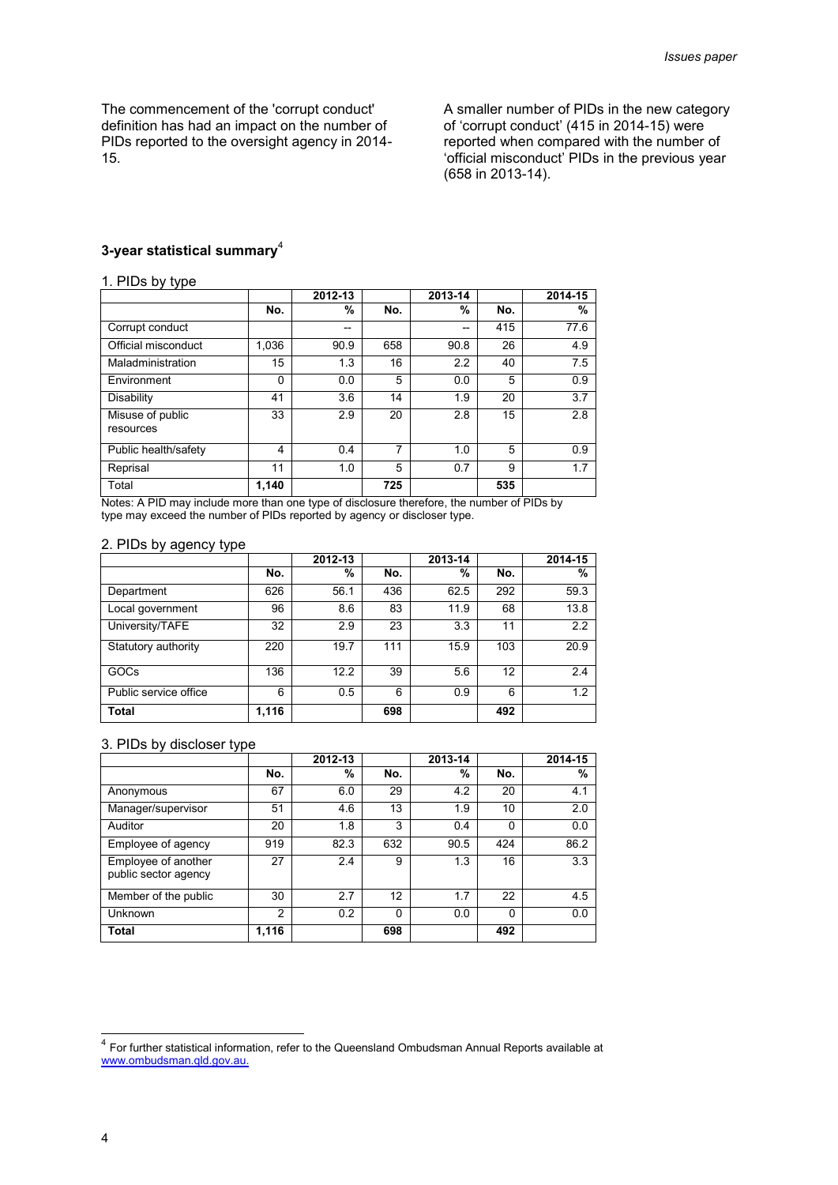The commencement of the 'corrupt conduct' definition has had an impact on the number of PIDs reported to the oversight agency in 2014-15.

A smaller number of PIDs in the new category of 'corrupt conduct' (415 in 2014-15) were reported when compared with the number of 'official misconduct' PIDs in the previous year (658 in 2013-14).

### 3-year statistical summary[4]

1. PIDs by type

| | 2012-13 | | 2013-14 | | 2014-15 | |
|---|---|---|---|---|---|---|
| | No. | % | No. | % | No. | % |
| Corrupt conduct | | -- | | -- | 415 | 77.6 |
| Official misconduct | 1,036 | 90.9 | 658 | 90.8 | 26 | 4.9 |
| Maladministration | 15 | 1.3 | 16 | 2.2 | 40 | 7.5 |
| Environment | 0 | 0.0 | 5 | 0.0 | 5 | 0.9 |
| Disability | 41 | 3.6 | 14 | 1.9 | 20 | 3.7 |
| Misuse of public resources | 33 | 2.9 | 20 | 2.8 | 15 | 2.8 |
| Public health/safety | 4 | 0.4 | 7 | 1.0 | 5 | 0.9 |
| Reprisal | 11 | 1.0 | 5 | 0.7 | 9 | 1.7 |
| Total | **1,140** | | **725** | | **535** | |

Notes: A PID may include more than one type of disclosure therefore, the number of PIDs by type may exceed the number of PIDs reported by agency or discloser type.

2. PIDs by agency type

| | 2012-13 | | 2013-14 | | 2014-15 | |
|---|---|---|---|---|---|---|
| | No. | % | No. | % | No. | % |
| Department | 626 | 56.1 | 436 | 62.5 | 292 | 59.3 |
| Local government | 96 | 8.6 | 83 | 11.9 | 68 | 13.8 |
| University/TAFE | 32 | 2.9 | 23 | 3.3 | 11 | 2.2 |
| Statutory authority | 220 | 19.7 | 111 | 15.9 | 103 | 20.9 |
| GOCs | 136 | 12.2 | 39 | 5.6 | 12 | 2.4 |
| Public service office | 6 | 0.5 | 6 | 0.9 | 6 | 1.2 |
| **Total** | **1,116** | | **698** | | **492** | |

3. PIDs by discloser type

| | 2012-13 | | 2013-14 | | 2014-15 | |
|---|---|---|---|---|---|---|
| | No. | % | No. | % | No. | % |
| Anonymous | 67 | 6.0 | 29 | 4.2 | 20 | 4.1 |
| Manager/supervisor | 51 | 4.6 | 13 | 1.9 | 10 | 2.0 |
| Auditor | 20 | 1.8 | 3 | 0.4 | 0 | 0.0 |
| Employee of agency | 919 | 82.3 | 632 | 90.5 | 424 | 86.2 |
| Employee of another public sector agency | 27 | 2.4 | 9 | 1.3 | 16 | 3.3 |
| Member of the public | 30 | 2.7 | 12 | 1.7 | 22 | 4.5 |
| Unknown | 2 | 0.2 | 0 | 0.0 | 0 | 0.0 |
| **Total** | **1,116** | | **698** | | **492** | |

[4] For further statistical information, refer to the Queensland Ombudsman Annual Reports available at www.ombudsman.qld.gov.au.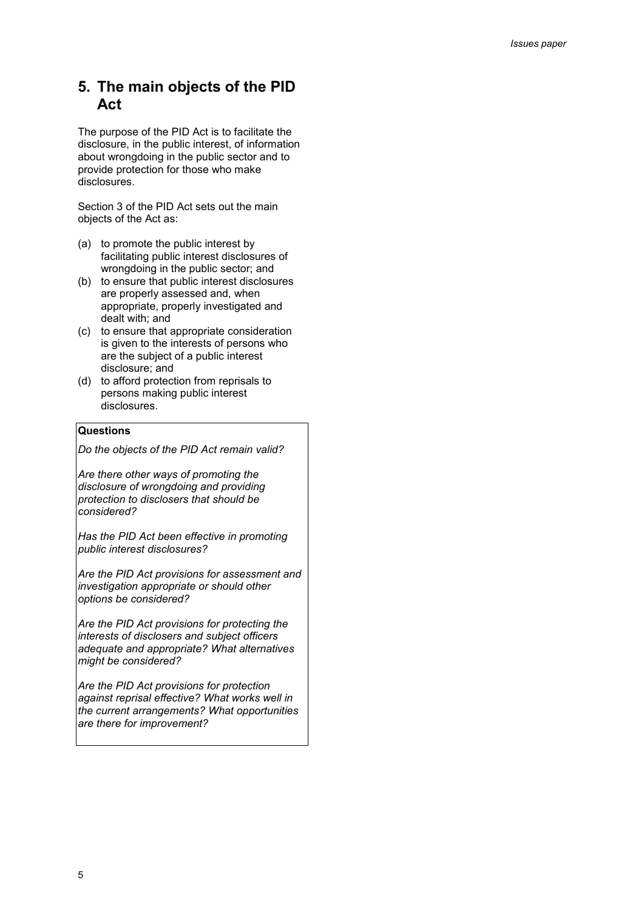## 5. The main objects of the PID Act

The purpose of the PID Act is to facilitate the disclosure, in the public interest, of information about wrongdoing in the public sector and to provide protection for those who make disclosures.

Section 3 of the PID Act sets out the main objects of the Act as:

(a) to promote the public interest by facilitating public interest disclosures of wrongdoing in the public sector; and
(b) to ensure that public interest disclosures are properly assessed and, when appropriate, properly investigated and dealt with; and
(c) to ensure that appropriate consideration is given to the interests of persons who are the subject of a public interest disclosure; and
(d) to afford protection from reprisals to persons making public interest disclosures.

**Questions**

*Do the objects of the PID Act remain valid?*

*Are there other ways of promoting the disclosure of wrongdoing and providing protection to disclosers that should be considered?*

*Has the PID Act been effective in promoting public interest disclosures?*

*Are the PID Act provisions for assessment and investigation appropriate or should other options be considered?*

*Are the PID Act provisions for protecting the interests of disclosers and subject officers adequate and appropriate? What alternatives might be considered?*

*Are the PID Act provisions for protection against reprisal effective? What works well in the current arrangements? What opportunities are there for improvement?*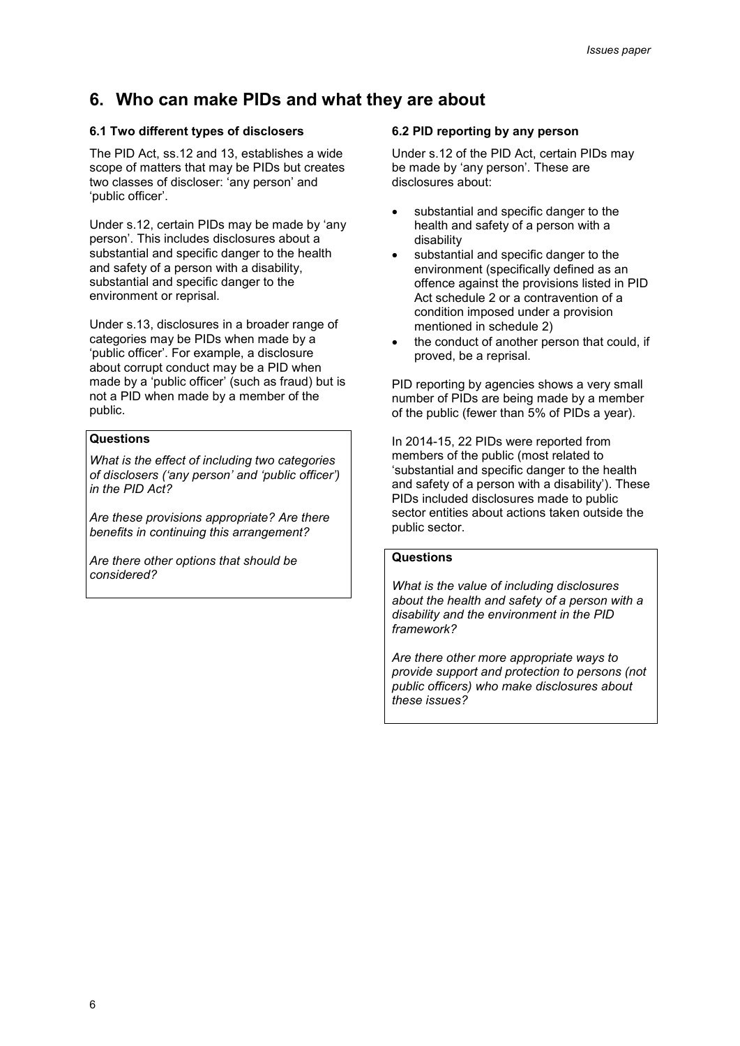# 6. Who can make PIDs and what they are about

### 6.1 Two different types of disclosers

The PID Act, ss.12 and 13, establishes a wide scope of matters that may be PIDs but creates two classes of discloser: 'any person' and 'public officer'.

Under s.12, certain PIDs may be made by 'any person'. This includes disclosures about a substantial and specific danger to the health and safety of a person with a disability, substantial and specific danger to the environment or reprisal.

Under s.13, disclosures in a broader range of categories may be PIDs when made by a 'public officer'. For example, a disclosure about corrupt conduct may be a PID when made by a 'public officer' (such as fraud) but is not a PID when made by a member of the public.

**Questions**

*What is the effect of including two categories of disclosers ('any person' and 'public officer') in the PID Act?*

*Are these provisions appropriate? Are there benefits in continuing this arrangement?*

*Are there other options that should be considered?*

### 6.2 PID reporting by any person

Under s.12 of the PID Act, certain PIDs may be made by 'any person'. These are disclosures about:

- substantial and specific danger to the health and safety of a person with a disability
- substantial and specific danger to the environment (specifically defined as an offence against the provisions listed in PID Act schedule 2 or a contravention of a condition imposed under a provision mentioned in schedule 2)
- the conduct of another person that could, if proved, be a reprisal.

PID reporting by agencies shows a very small number of PIDs are being made by a member of the public (fewer than 5% of PIDs a year).

In 2014-15, 22 PIDs were reported from members of the public (most related to 'substantial and specific danger to the health and safety of a person with a disability'). These PIDs included disclosures made to public sector entities about actions taken outside the public sector.

**Questions**

*What is the value of including disclosures about the health and safety of a person with a disability and the environment in the PID framework?*

*Are there other more appropriate ways to provide support and protection to persons (not public officers) who make disclosures about these issues?*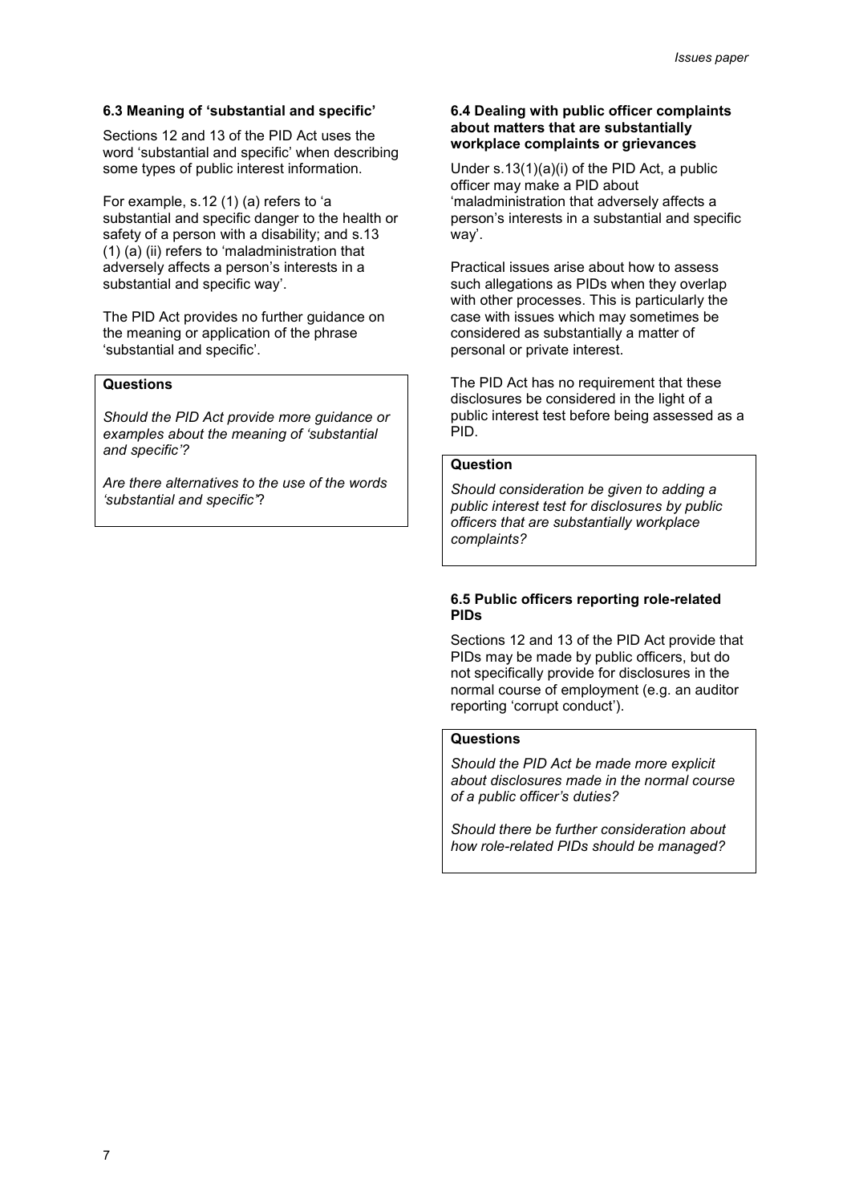### 6.3 Meaning of 'substantial and specific'

Sections 12 and 13 of the PID Act uses the word 'substantial and specific' when describing some types of public interest information.

For example, s.12 (1) (a) refers to 'a substantial and specific danger to the health or safety of a person with a disability; and s.13 (1) (a) (ii) refers to 'maladministration that adversely affects a person's interests in a substantial and specific way'.

The PID Act provides no further guidance on the meaning or application of the phrase 'substantial and specific'.

**Questions**

*Should the PID Act provide more guidance or examples about the meaning of 'substantial and specific'?*

*Are there alternatives to the use of the words 'substantial and specific'?*

### 6.4 Dealing with public officer complaints about matters that are substantially workplace complaints or grievances

Under s.13(1)(a)(i) of the PID Act, a public officer may make a PID about 'maladministration that adversely affects a person's interests in a substantial and specific way'.

Practical issues arise about how to assess such allegations as PIDs when they overlap with other processes. This is particularly the case with issues which may sometimes be considered as substantially a matter of personal or private interest.

The PID Act has no requirement that these disclosures be considered in the light of a public interest test before being assessed as a PID.

**Question**

*Should consideration be given to adding a public interest test for disclosures by public officers that are substantially workplace complaints?*

### 6.5 Public officers reporting role-related PIDs

Sections 12 and 13 of the PID Act provide that PIDs may be made by public officers, but do not specifically provide for disclosures in the normal course of employment (e.g. an auditor reporting 'corrupt conduct').

**Questions**

*Should the PID Act be made more explicit about disclosures made in the normal course of a public officer's duties?*

*Should there be further consideration about how role-related PIDs should be managed?*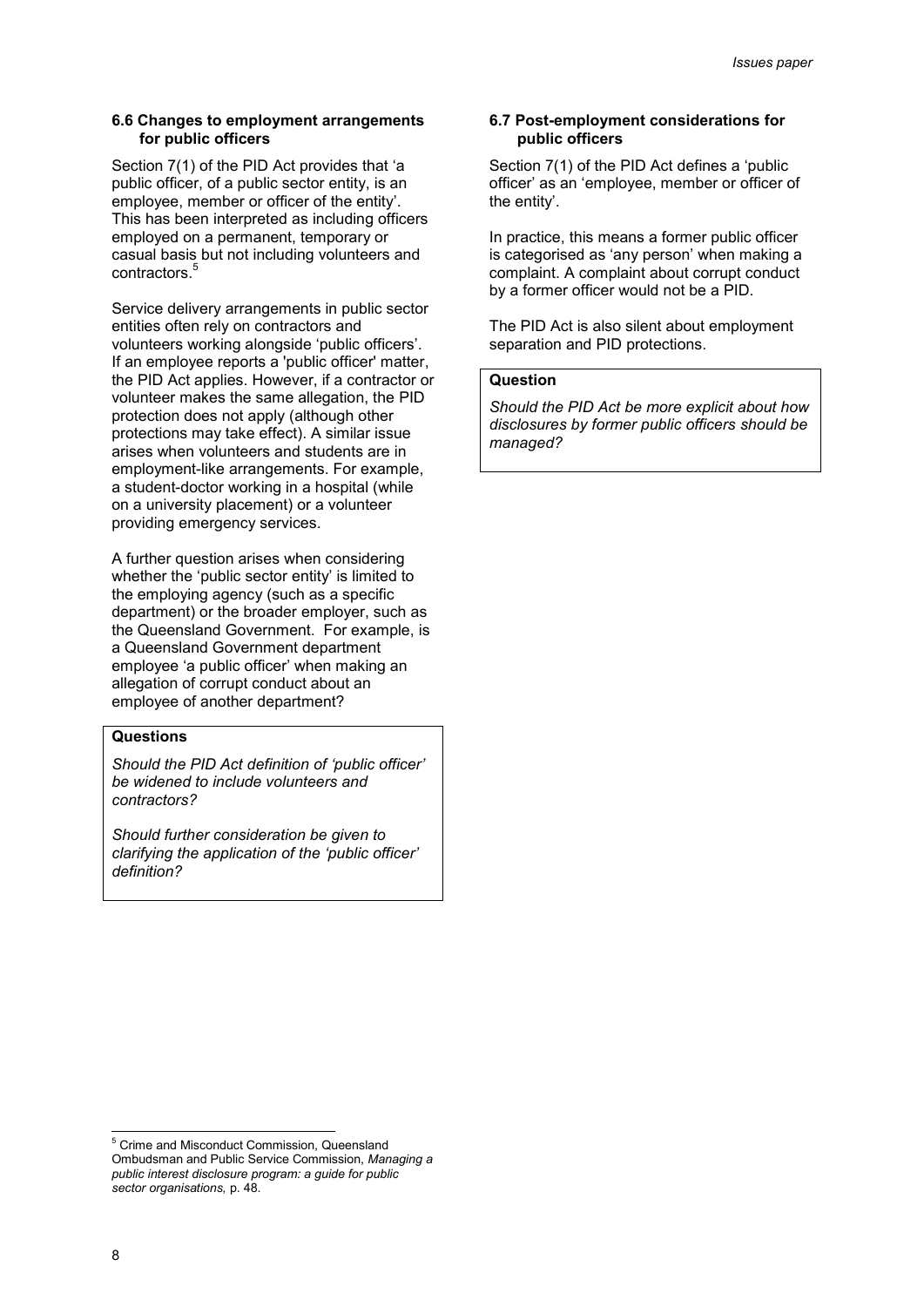### 6.6 Changes to employment arrangements for public officers

Section 7(1) of the PID Act provides that 'a public officer, of a public sector entity, is an employee, member or officer of the entity'. This has been interpreted as including officers employed on a permanent, temporary or casual basis but not including volunteers and contractors.[5]

Service delivery arrangements in public sector entities often rely on contractors and volunteers working alongside 'public officers'. If an employee reports a 'public officer' matter, the PID Act applies. However, if a contractor or volunteer makes the same allegation, the PID protection does not apply (although other protections may take effect). A similar issue arises when volunteers and students are in employment-like arrangements. For example, a student-doctor working in a hospital (while on a university placement) or a volunteer providing emergency services.

A further question arises when considering whether the 'public sector entity' is limited to the employing agency (such as a specific department) or the broader employer, such as the Queensland Government. For example, is a Queensland Government department employee 'a public officer' when making an allegation of corrupt conduct about an employee of another department?

**Questions**

*Should the PID Act definition of 'public officer' be widened to include volunteers and contractors?*

*Should further consideration be given to clarifying the application of the 'public officer' definition?*

### 6.7 Post-employment considerations for public officers

Section 7(1) of the PID Act defines a 'public officer' as an 'employee, member or officer of the entity'.

In practice, this means a former public officer is categorised as 'any person' when making a complaint. A complaint about corrupt conduct by a former officer would not be a PID.

The PID Act is also silent about employment separation and PID protections.

**Question**

*Should the PID Act be more explicit about how disclosures by former public officers should be managed?*

---

[5] Crime and Misconduct Commission, Queensland Ombudsman and Public Service Commission, *Managing a public interest disclosure program: a guide for public sector organisations,* p. 48.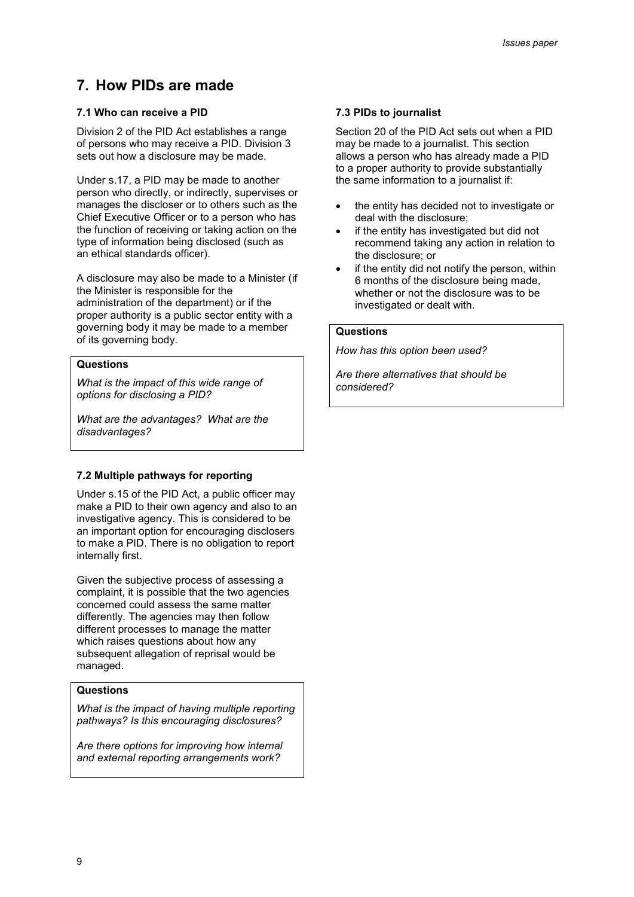# 7. How PIDs are made

### 7.1 Who can receive a PID

Division 2 of the PID Act establishes a range of persons who may receive a PID. Division 3 sets out how a disclosure may be made.

Under s.17, a PID may be made to another person who directly, or indirectly, supervises or manages the discloser or to others such as the Chief Executive Officer or to a person who has the function of receiving or taking action on the type of information being disclosed (such as an ethical standards officer).

A disclosure may also be made to a Minister (if the Minister is responsible for the administration of the department) or if the proper authority is a public sector entity with a governing body it may be made to a member of its governing body.

**Questions**

*What is the impact of this wide range of options for disclosing a PID?*

*What are the advantages? What are the disadvantages?*

### 7.2 Multiple pathways for reporting

Under s.15 of the PID Act, a public officer may make a PID to their own agency and also to an investigative agency. This is considered to be an important option for encouraging disclosers to make a PID. There is no obligation to report internally first.

Given the subjective process of assessing a complaint, it is possible that the two agencies concerned could assess the same matter differently. The agencies may then follow different processes to manage the matter which raises questions about how any subsequent allegation of reprisal would be managed.

**Questions**

*What is the impact of having multiple reporting pathways? Is this encouraging disclosures?*

*Are there options for improving how internal and external reporting arrangements work?*

### 7.3 PIDs to journalist

Section 20 of the PID Act sets out when a PID may be made to a journalist. This section allows a person who has already made a PID to a proper authority to provide substantially the same information to a journalist if:

- the entity has decided not to investigate or deal with the disclosure;
- if the entity has investigated but did not recommend taking any action in relation to the disclosure; or
- if the entity did not notify the person, within 6 months of the disclosure being made, whether or not the disclosure was to be investigated or dealt with.

**Questions**

*How has this option been used?*

*Are there alternatives that should be considered?*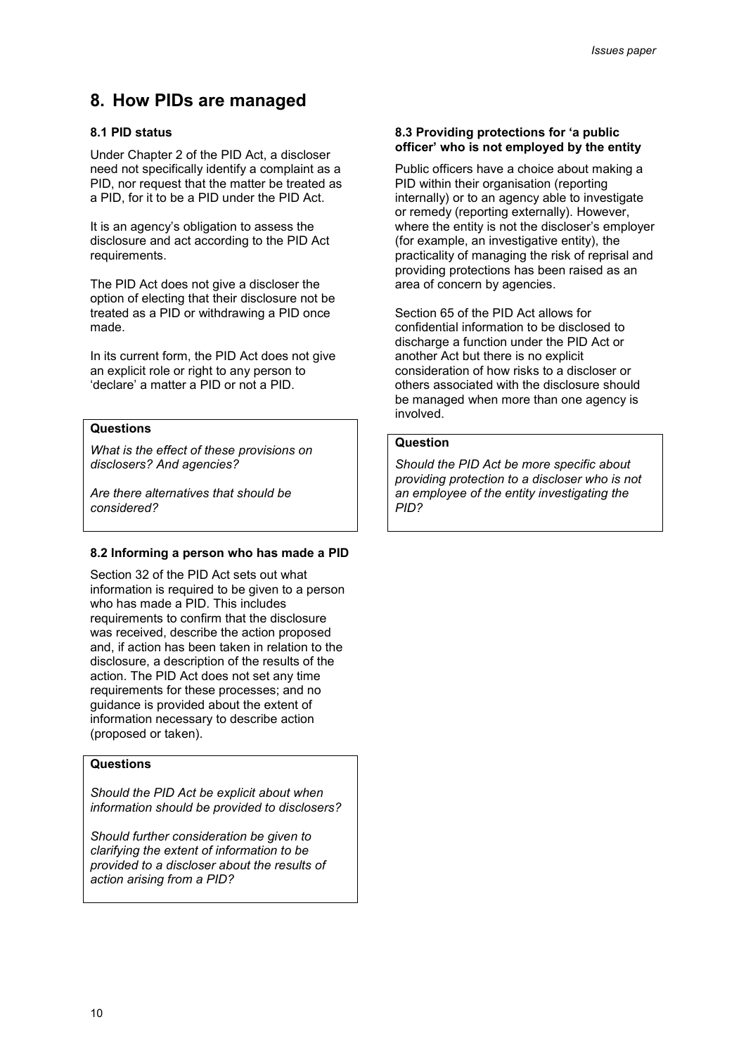# 8. How PIDs are managed

### 8.1 PID status

Under Chapter 2 of the PID Act, a discloser need not specifically identify a complaint as a PID, nor request that the matter be treated as a PID, for it to be a PID under the PID Act.

It is an agency's obligation to assess the disclosure and act according to the PID Act requirements.

The PID Act does not give a discloser the option of electing that their disclosure not be treated as a PID or withdrawing a PID once made.

In its current form, the PID Act does not give an explicit role or right to any person to 'declare' a matter a PID or not a PID.

**Questions**

*What is the effect of these provisions on disclosers? And agencies?*

*Are there alternatives that should be considered?*

### 8.2 Informing a person who has made a PID

Section 32 of the PID Act sets out what information is required to be given to a person who has made a PID. This includes requirements to confirm that the disclosure was received, describe the action proposed and, if action has been taken in relation to the disclosure, a description of the results of the action. The PID Act does not set any time requirements for these processes; and no guidance is provided about the extent of information necessary to describe action (proposed or taken).

**Questions**

*Should the PID Act be explicit about when information should be provided to disclosers?*

*Should further consideration be given to clarifying the extent of information to be provided to a discloser about the results of action arising from a PID?*

### 8.3 Providing protections for 'a public officer' who is not employed by the entity

Public officers have a choice about making a PID within their organisation (reporting internally) or to an agency able to investigate or remedy (reporting externally). However, where the entity is not the discloser's employer (for example, an investigative entity), the practicality of managing the risk of reprisal and providing protections has been raised as an area of concern by agencies.

Section 65 of the PID Act allows for confidential information to be disclosed to discharge a function under the PID Act or another Act but there is no explicit consideration of how risks to a discloser or others associated with the disclosure should be managed when more than one agency is involved.

**Question**

*Should the PID Act be more specific about providing protection to a discloser who is not an employee of the entity investigating the PID?*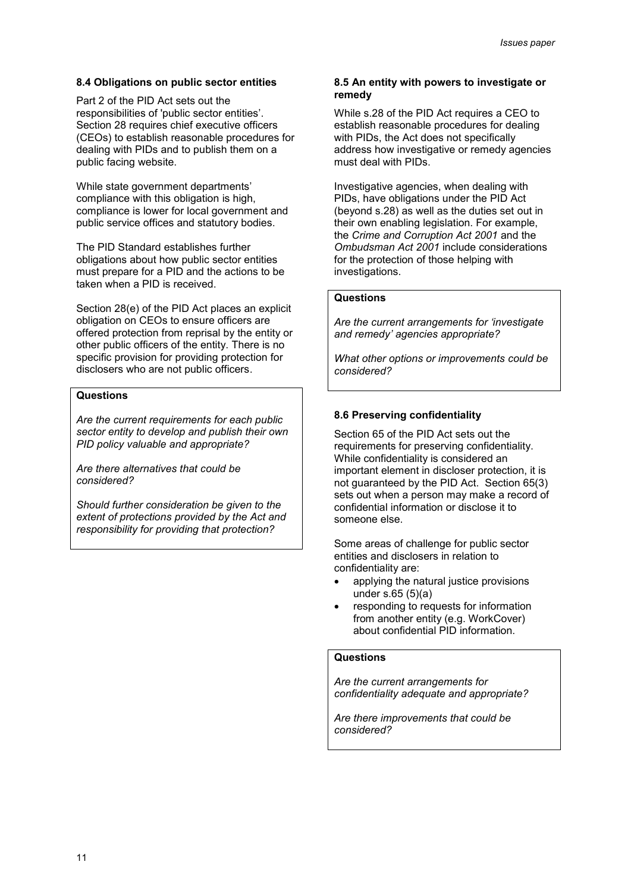### 8.4 Obligations on public sector entities

Part 2 of the PID Act sets out the responsibilities of 'public sector entities'. Section 28 requires chief executive officers (CEOs) to establish reasonable procedures for dealing with PIDs and to publish them on a public facing website.

While state government departments' compliance with this obligation is high, compliance is lower for local government and public service offices and statutory bodies.

The PID Standard establishes further obligations about how public sector entities must prepare for a PID and the actions to be taken when a PID is received.

Section 28(e) of the PID Act places an explicit obligation on CEOs to ensure officers are offered protection from reprisal by the entity or other public officers of the entity. There is no specific provision for providing protection for disclosers who are not public officers.

**Questions**

*Are the current requirements for each public sector entity to develop and publish their own PID policy valuable and appropriate?*

*Are there alternatives that could be considered?*

*Should further consideration be given to the extent of protections provided by the Act and responsibility for providing that protection?*

### 8.5 An entity with powers to investigate or remedy

While s.28 of the PID Act requires a CEO to establish reasonable procedures for dealing with PIDs, the Act does not specifically address how investigative or remedy agencies must deal with PIDs.

Investigative agencies, when dealing with PIDs, have obligations under the PID Act (beyond s.28) as well as the duties set out in their own enabling legislation. For example, the *Crime and Corruption Act 2001* and the *Ombudsman Act 2001* include considerations for the protection of those helping with investigations.

**Questions**

*Are the current arrangements for 'investigate and remedy' agencies appropriate?*

*What other options or improvements could be considered?*

### 8.6 Preserving confidentiality

Section 65 of the PID Act sets out the requirements for preserving confidentiality. While confidentiality is considered an important element in discloser protection, it is not guaranteed by the PID Act. Section 65(3) sets out when a person may make a record of confidential information or disclose it to someone else.

Some areas of challenge for public sector entities and disclosers in relation to confidentiality are:

- applying the natural justice provisions under s.65 (5)(a)
- responding to requests for information from another entity (e.g. WorkCover) about confidential PID information.

**Questions**

*Are the current arrangements for confidentiality adequate and appropriate?*

*Are there improvements that could be considered?*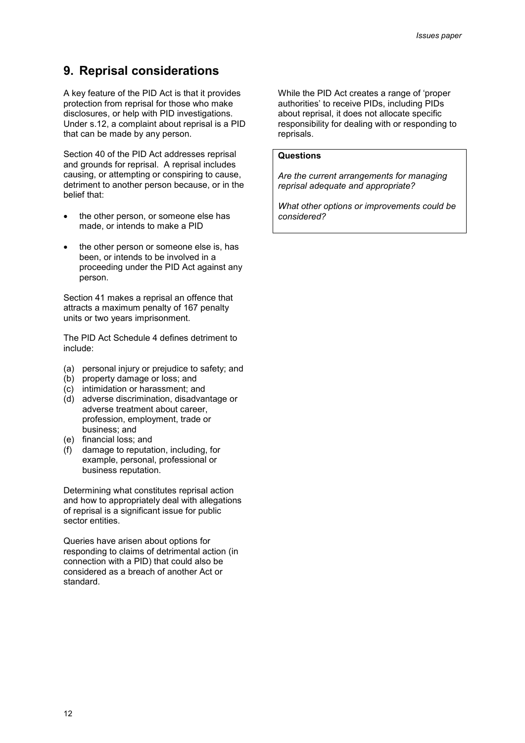## 9. Reprisal considerations

A key feature of the PID Act is that it provides protection from reprisal for those who make disclosures, or help with PID investigations. Under s.12, a complaint about reprisal is a PID that can be made by any person.

Section 40 of the PID Act addresses reprisal and grounds for reprisal. A reprisal includes causing, or attempting or conspiring to cause, detriment to another person because, or in the belief that:

- the other person, or someone else has made, or intends to make a PID
- the other person or someone else is, has been, or intends to be involved in a proceeding under the PID Act against any person.

Section 41 makes a reprisal an offence that attracts a maximum penalty of 167 penalty units or two years imprisonment.

The PID Act Schedule 4 defines detriment to include:

(a) personal injury or prejudice to safety; and
(b) property damage or loss; and
(c) intimidation or harassment; and
(d) adverse discrimination, disadvantage or adverse treatment about career, profession, employment, trade or business; and
(e) financial loss; and
(f) damage to reputation, including, for example, personal, professional or business reputation.

Determining what constitutes reprisal action and how to appropriately deal with allegations of reprisal is a significant issue for public sector entities.

Queries have arisen about options for responding to claims of detrimental action (in connection with a PID) that could also be considered as a breach of another Act or standard.

While the PID Act creates a range of 'proper authorities' to receive PIDs, including PIDs about reprisal, it does not allocate specific responsibility for dealing with or responding to reprisals.

**Questions**

*Are the current arrangements for managing reprisal adequate and appropriate?*

*What other options or improvements could be considered?*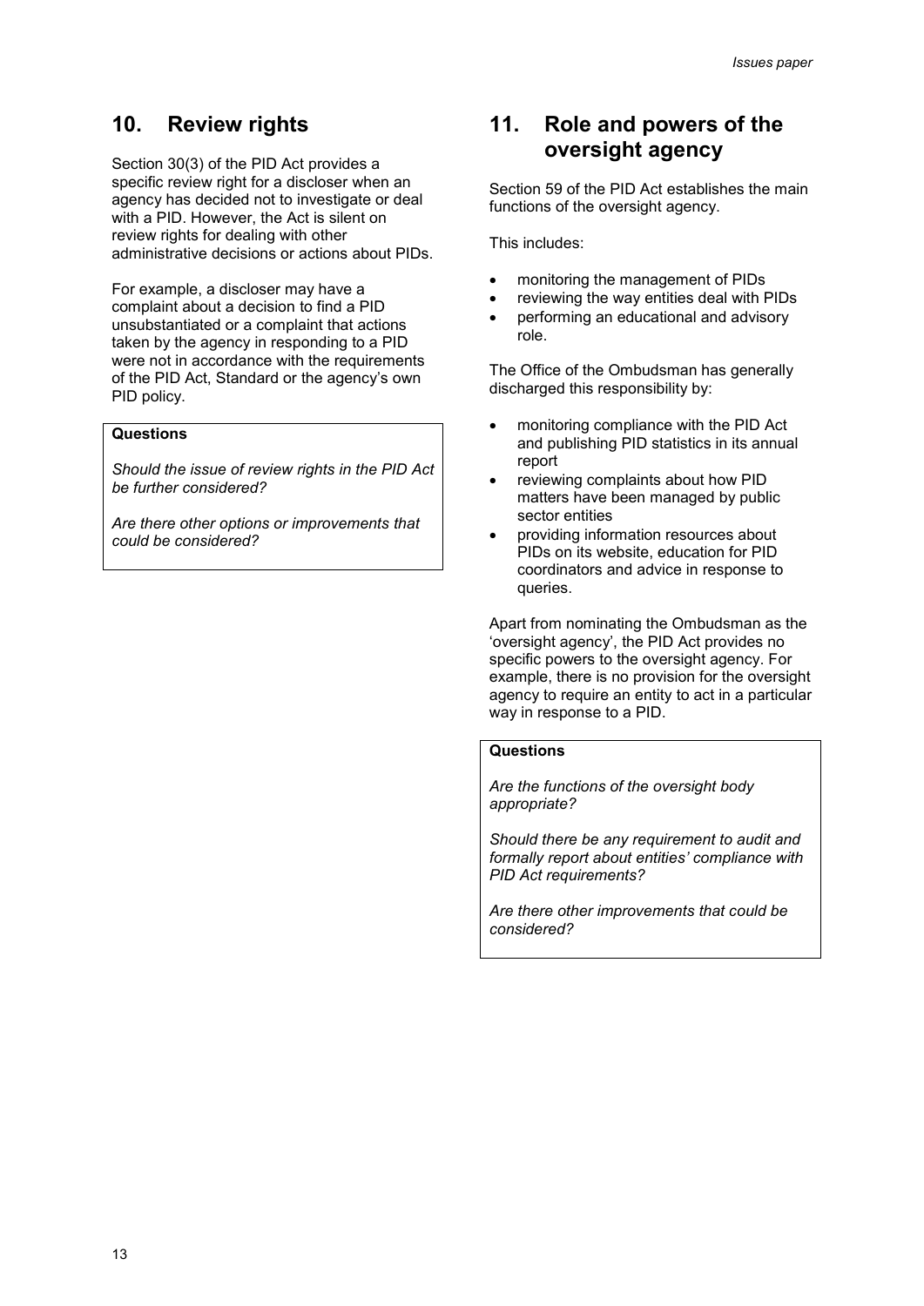## 10. Review rights

Section 30(3) of the PID Act provides a specific review right for a discloser when an agency has decided not to investigate or deal with a PID. However, the Act is silent on review rights for dealing with other administrative decisions or actions about PIDs.

For example, a discloser may have a complaint about a decision to find a PID unsubstantiated or a complaint that actions taken by the agency in responding to a PID were not in accordance with the requirements of the PID Act, Standard or the agency's own PID policy.

**Questions**

*Should the issue of review rights in the PID Act be further considered?*

*Are there other options or improvements that could be considered?*

## 11. Role and powers of the oversight agency

Section 59 of the PID Act establishes the main functions of the oversight agency.

This includes:

- monitoring the management of PIDs
- reviewing the way entities deal with PIDs
- performing an educational and advisory role.

The Office of the Ombudsman has generally discharged this responsibility by:

- monitoring compliance with the PID Act and publishing PID statistics in its annual report
- reviewing complaints about how PID matters have been managed by public sector entities
- providing information resources about PIDs on its website, education for PID coordinators and advice in response to queries.

Apart from nominating the Ombudsman as the 'oversight agency', the PID Act provides no specific powers to the oversight agency. For example, there is no provision for the oversight agency to require an entity to act in a particular way in response to a PID.

**Questions**

*Are the functions of the oversight body appropriate?*

*Should there be any requirement to audit and formally report about entities' compliance with PID Act requirements?*

*Are there other improvements that could be considered?*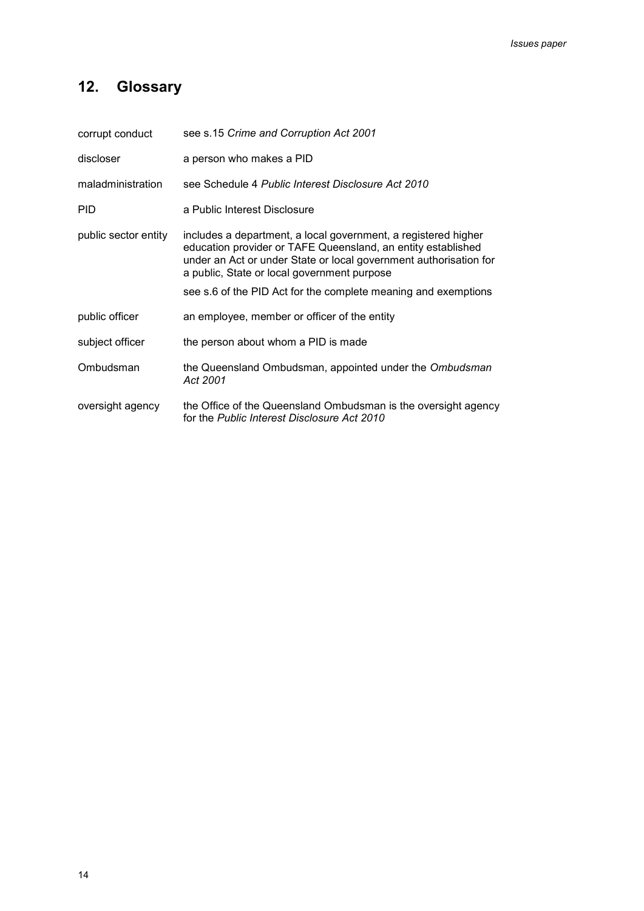## 12. Glossary

| | |
|---|---|
| corrupt conduct | see s.15 *Crime and Corruption Act 2001* |
| discloser | a person who makes a PID |
| maladministration | see Schedule 4 *Public Interest Disclosure Act 2010* |
| PID | a Public Interest Disclosure |
| public sector entity | includes a department, a local government, a registered higher education provider or TAFE Queensland, an entity established under an Act or under State or local government authorisation for a public, State or local government purpose<br><br>see s.6 of the PID Act for the complete meaning and exemptions |
| public officer | an employee, member or officer of the entity |
| subject officer | the person about whom a PID is made |
| Ombudsman | the Queensland Ombudsman, appointed under the *Ombudsman Act 2001* |
| oversight agency | the Office of the Queensland Ombudsman is the oversight agency for the *Public Interest Disclosure Act 2010* |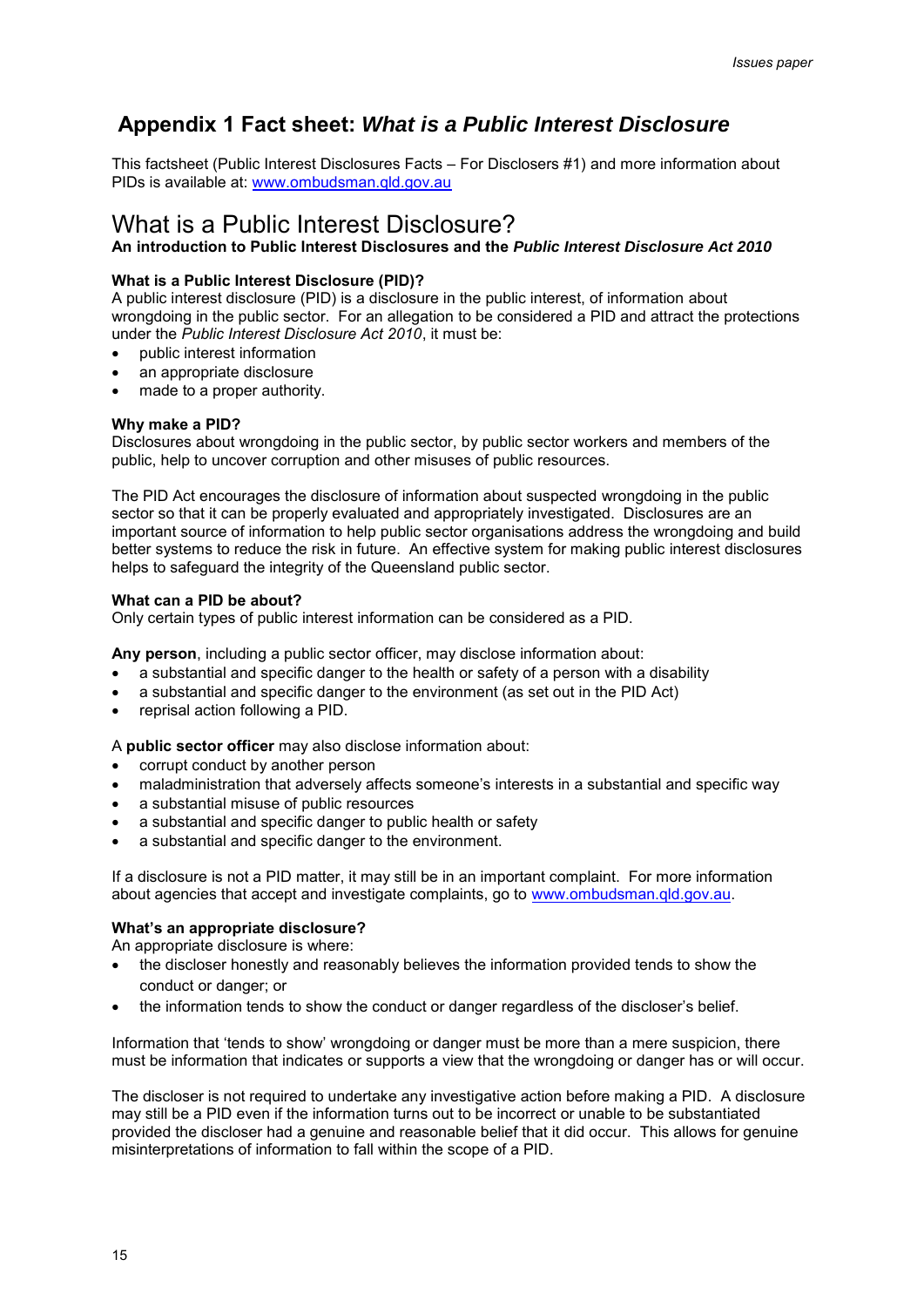## Appendix 1 Fact sheet: *What is a Public Interest Disclosure*

This factsheet (Public Interest Disclosures Facts – For Disclosers #1) and more information about PIDs is available at: [www.ombudsman.qld.gov.au](http://www.ombudsman.qld.gov.au)

# What is a Public Interest Disclosure?

**An introduction to Public Interest Disclosures and the *Public Interest Disclosure Act 2010***

### What is a Public Interest Disclosure (PID)?

A public interest disclosure (PID) is a disclosure in the public interest, of information about wrongdoing in the public sector. For an allegation to be considered a PID and attract the protections under the *Public Interest Disclosure Act 2010*, it must be:

- public interest information
- an appropriate disclosure
- made to a proper authority.

### Why make a PID?

Disclosures about wrongdoing in the public sector, by public sector workers and members of the public, help to uncover corruption and other misuses of public resources.

The PID Act encourages the disclosure of information about suspected wrongdoing in the public sector so that it can be properly evaluated and appropriately investigated. Disclosures are an important source of information to help public sector organisations address the wrongdoing and build better systems to reduce the risk in future. An effective system for making public interest disclosures helps to safeguard the integrity of the Queensland public sector.

### What can a PID be about?

Only certain types of public interest information can be considered as a PID.

**Any person**, including a public sector officer, may disclose information about:

- a substantial and specific danger to the health or safety of a person with a disability
- a substantial and specific danger to the environment (as set out in the PID Act)
- reprisal action following a PID.

A **public sector officer** may also disclose information about:

- corrupt conduct by another person
- maladministration that adversely affects someone's interests in a substantial and specific way
- a substantial misuse of public resources
- a substantial and specific danger to public health or safety
- a substantial and specific danger to the environment.

If a disclosure is not a PID matter, it may still be in an important complaint. For more information about agencies that accept and investigate complaints, go to [www.ombudsman.qld.gov.au](http://www.ombudsman.qld.gov.au).

### What's an appropriate disclosure?

An appropriate disclosure is where:

- the discloser honestly and reasonably believes the information provided tends to show the conduct or danger; or
- the information tends to show the conduct or danger regardless of the discloser's belief.

Information that 'tends to show' wrongdoing or danger must be more than a mere suspicion, there must be information that indicates or supports a view that the wrongdoing or danger has or will occur.

The discloser is not required to undertake any investigative action before making a PID. A disclosure may still be a PID even if the information turns out to be incorrect or unable to be substantiated provided the discloser had a genuine and reasonable belief that it did occur. This allows for genuine misinterpretations of information to fall within the scope of a PID.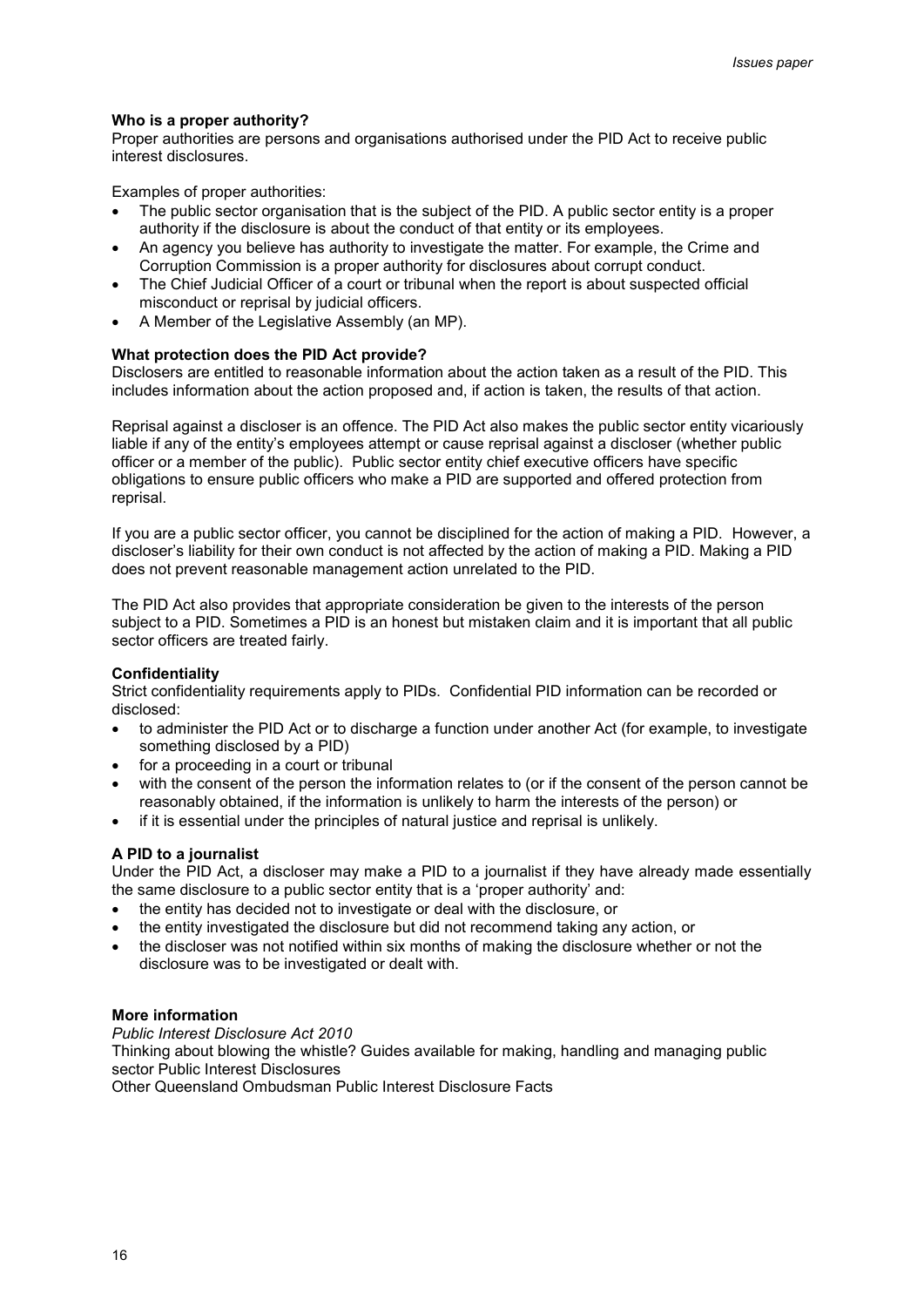**Who is a proper authority?**

Proper authorities are persons and organisations authorised under the PID Act to receive public interest disclosures.

Examples of proper authorities:

- The public sector organisation that is the subject of the PID. A public sector entity is a proper authority if the disclosure is about the conduct of that entity or its employees.
- An agency you believe has authority to investigate the matter. For example, the Crime and Corruption Commission is a proper authority for disclosures about corrupt conduct.
- The Chief Judicial Officer of a court or tribunal when the report is about suspected official misconduct or reprisal by judicial officers.
- A Member of the Legislative Assembly (an MP).

**What protection does the PID Act provide?**

Disclosers are entitled to reasonable information about the action taken as a result of the PID. This includes information about the action proposed and, if action is taken, the results of that action.

Reprisal against a discloser is an offence. The PID Act also makes the public sector entity vicariously liable if any of the entity's employees attempt or cause reprisal against a discloser (whether public officer or a member of the public). Public sector entity chief executive officers have specific obligations to ensure public officers who make a PID are supported and offered protection from reprisal.

If you are a public sector officer, you cannot be disciplined for the action of making a PID. However, a discloser's liability for their own conduct is not affected by the action of making a PID. Making a PID does not prevent reasonable management action unrelated to the PID.

The PID Act also provides that appropriate consideration be given to the interests of the person subject to a PID. Sometimes a PID is an honest but mistaken claim and it is important that all public sector officers are treated fairly.

**Confidentiality**

Strict confidentiality requirements apply to PIDs. Confidential PID information can be recorded or disclosed:

- to administer the PID Act or to discharge a function under another Act (for example, to investigate something disclosed by a PID)
- for a proceeding in a court or tribunal
- with the consent of the person the information relates to (or if the consent of the person cannot be reasonably obtained, if the information is unlikely to harm the interests of the person) or
- if it is essential under the principles of natural justice and reprisal is unlikely.

**A PID to a journalist**

Under the PID Act, a discloser may make a PID to a journalist if they have already made essentially the same disclosure to a public sector entity that is a 'proper authority' and:

- the entity has decided not to investigate or deal with the disclosure, or
- the entity investigated the disclosure but did not recommend taking any action, or
- the discloser was not notified within six months of making the disclosure whether or not the disclosure was to be investigated or dealt with.

**More information**

*Public Interest Disclosure Act 2010*

Thinking about blowing the whistle? Guides available for making, handling and managing public sector Public Interest Disclosures

Other Queensland Ombudsman Public Interest Disclosure Facts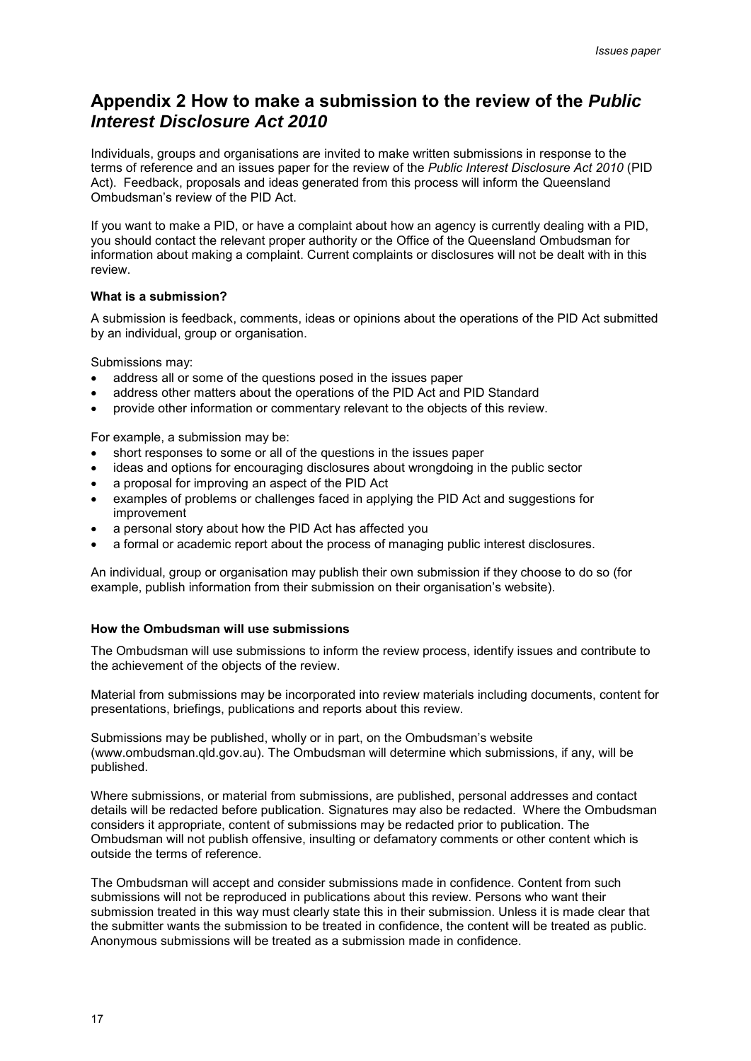# Appendix 2 How to make a submission to the review of the *Public Interest Disclosure Act 2010*

Individuals, groups and organisations are invited to make written submissions in response to the terms of reference and an issues paper for the review of the *Public Interest Disclosure Act 2010* (PID Act). Feedback, proposals and ideas generated from this process will inform the Queensland Ombudsman's review of the PID Act.

If you want to make a PID, or have a complaint about how an agency is currently dealing with a PID, you should contact the relevant proper authority or the Office of the Queensland Ombudsman for information about making a complaint. Current complaints or disclosures will not be dealt with in this review.

**What is a submission?**

A submission is feedback, comments, ideas or opinions about the operations of the PID Act submitted by an individual, group or organisation.

Submissions may:

- address all or some of the questions posed in the issues paper
- address other matters about the operations of the PID Act and PID Standard
- provide other information or commentary relevant to the objects of this review.

For example, a submission may be:

- short responses to some or all of the questions in the issues paper
- ideas and options for encouraging disclosures about wrongdoing in the public sector
- a proposal for improving an aspect of the PID Act
- examples of problems or challenges faced in applying the PID Act and suggestions for improvement
- a personal story about how the PID Act has affected you
- a formal or academic report about the process of managing public interest disclosures.

An individual, group or organisation may publish their own submission if they choose to do so (for example, publish information from their submission on their organisation's website).

**How the Ombudsman will use submissions**

The Ombudsman will use submissions to inform the review process, identify issues and contribute to the achievement of the objects of the review.

Material from submissions may be incorporated into review materials including documents, content for presentations, briefings, publications and reports about this review.

Submissions may be published, wholly or in part, on the Ombudsman's website (www.ombudsman.qld.gov.au). The Ombudsman will determine which submissions, if any, will be published.

Where submissions, or material from submissions, are published, personal addresses and contact details will be redacted before publication. Signatures may also be redacted. Where the Ombudsman considers it appropriate, content of submissions may be redacted prior to publication. The Ombudsman will not publish offensive, insulting or defamatory comments or other content which is outside the terms of reference.

The Ombudsman will accept and consider submissions made in confidence. Content from such submissions will not be reproduced in publications about this review. Persons who want their submission treated in this way must clearly state this in their submission. Unless it is made clear that the submitter wants the submission to be treated in confidence, the content will be treated as public. Anonymous submissions will be treated as a submission made in confidence.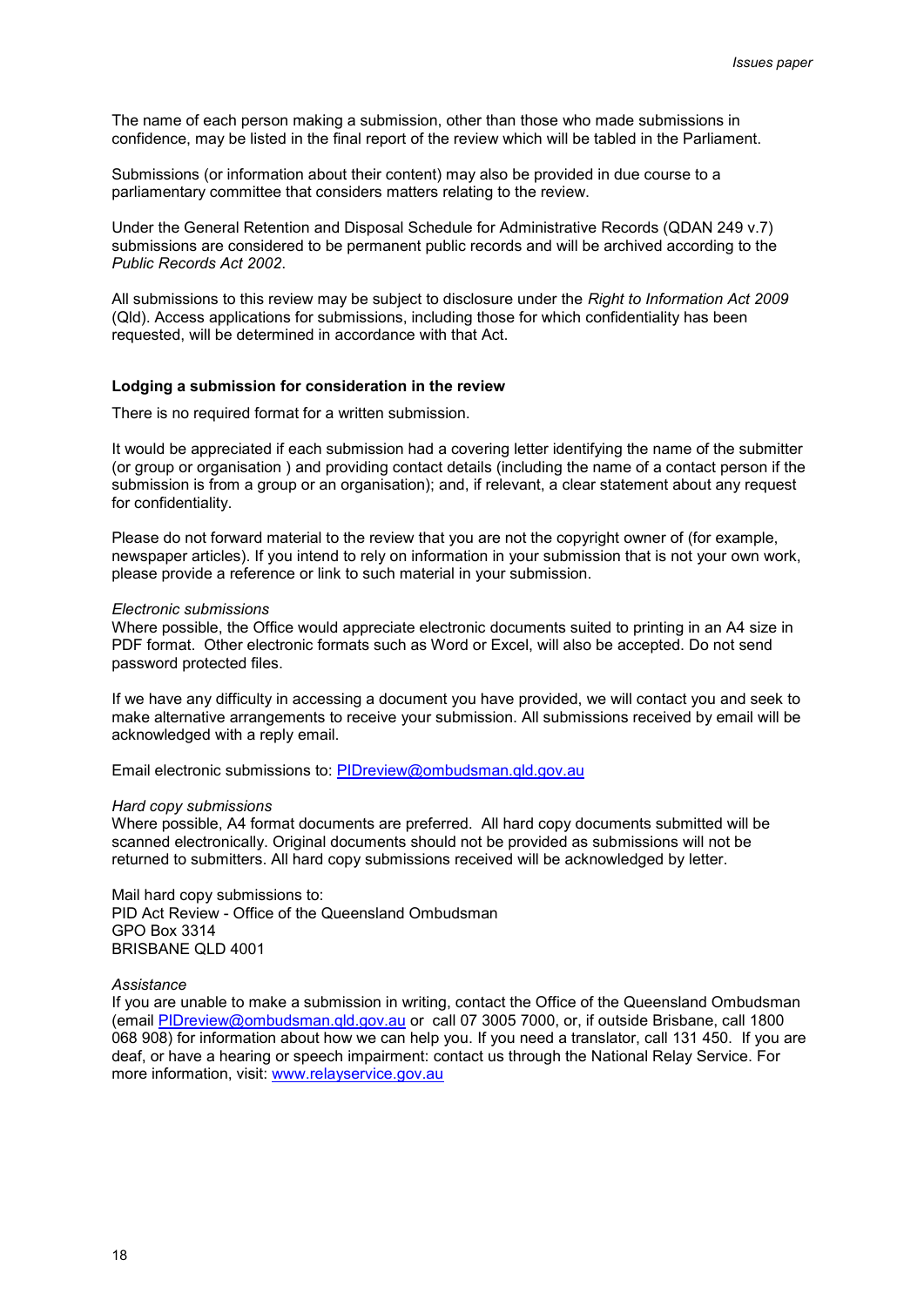The name of each person making a submission, other than those who made submissions in confidence, may be listed in the final report of the review which will be tabled in the Parliament.

Submissions (or information about their content) may also be provided in due course to a parliamentary committee that considers matters relating to the review.

Under the General Retention and Disposal Schedule for Administrative Records (QDAN 249 v.7) submissions are considered to be permanent public records and will be archived according to the *Public Records Act 2002*.

All submissions to this review may be subject to disclosure under the *Right to Information Act 2009* (Qld). Access applications for submissions, including those for which confidentiality has been requested, will be determined in accordance with that Act.

**Lodging a submission for consideration in the review**

There is no required format for a written submission.

It would be appreciated if each submission had a covering letter identifying the name of the submitter (or group or organisation ) and providing contact details (including the name of a contact person if the submission is from a group or an organisation); and, if relevant, a clear statement about any request for confidentiality.

Please do not forward material to the review that you are not the copyright owner of (for example, newspaper articles). If you intend to rely on information in your submission that is not your own work, please provide a reference or link to such material in your submission.

*Electronic submissions*
Where possible, the Office would appreciate electronic documents suited to printing in an A4 size in PDF format. Other electronic formats such as Word or Excel, will also be accepted. Do not send password protected files.

If we have any difficulty in accessing a document you have provided, we will contact you and seek to make alternative arrangements to receive your submission. All submissions received by email will be acknowledged with a reply email.

Email electronic submissions to: PIDreview@ombudsman.qld.gov.au

*Hard copy submissions*
Where possible, A4 format documents are preferred. All hard copy documents submitted will be scanned electronically. Original documents should not be provided as submissions will not be returned to submitters. All hard copy submissions received will be acknowledged by letter.

Mail hard copy submissions to:
PID Act Review - Office of the Queensland Ombudsman
GPO Box 3314
BRISBANE QLD 4001

*Assistance*
If you are unable to make a submission in writing, contact the Office of the Queensland Ombudsman (email PIDreview@ombudsman.qld.gov.au or call 07 3005 7000, or, if outside Brisbane, call 1800 068 908) for information about how we can help you. If you need a translator, call 131 450. If you are deaf, or have a hearing or speech impairment: contact us through the National Relay Service. For more information, visit: www.relayservice.gov.au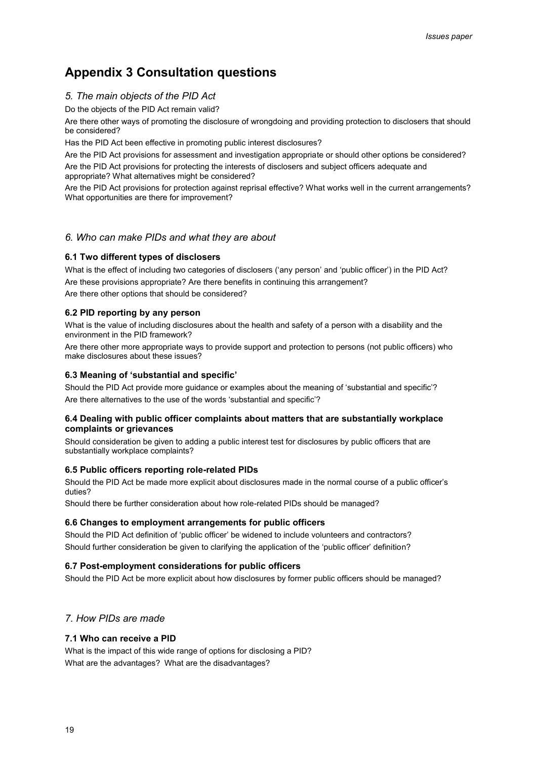# Appendix 3 Consultation questions

## *5. The main objects of the PID Act*

Do the objects of the PID Act remain valid?

Are there other ways of promoting the disclosure of wrongdoing and providing protection to disclosers that should be considered?

Has the PID Act been effective in promoting public interest disclosures?

Are the PID Act provisions for assessment and investigation appropriate or should other options be considered?

Are the PID Act provisions for protecting the interests of disclosers and subject officers adequate and appropriate? What alternatives might be considered?

Are the PID Act provisions for protection against reprisal effective? What works well in the current arrangements? What opportunities are there for improvement?

## *6. Who can make PIDs and what they are about*

### 6.1 Two different types of disclosers

What is the effect of including two categories of disclosers ('any person' and 'public officer') in the PID Act?

Are these provisions appropriate? Are there benefits in continuing this arrangement?

Are there other options that should be considered?

### 6.2 PID reporting by any person

What is the value of including disclosures about the health and safety of a person with a disability and the environment in the PID framework?

Are there other more appropriate ways to provide support and protection to persons (not public officers) who make disclosures about these issues?

### 6.3 Meaning of 'substantial and specific'

Should the PID Act provide more guidance or examples about the meaning of 'substantial and specific'?

Are there alternatives to the use of the words 'substantial and specific'?

### 6.4 Dealing with public officer complaints about matters that are substantially workplace complaints or grievances

Should consideration be given to adding a public interest test for disclosures by public officers that are substantially workplace complaints?

### 6.5 Public officers reporting role-related PIDs

Should the PID Act be made more explicit about disclosures made in the normal course of a public officer's duties?

Should there be further consideration about how role-related PIDs should be managed?

### 6.6 Changes to employment arrangements for public officers

Should the PID Act definition of 'public officer' be widened to include volunteers and contractors?

Should further consideration be given to clarifying the application of the 'public officer' definition?

### 6.7 Post-employment considerations for public officers

Should the PID Act be more explicit about how disclosures by former public officers should be managed?

## *7. How PIDs are made*

### 7.1 Who can receive a PID

What is the impact of this wide range of options for disclosing a PID?

What are the advantages? What are the disadvantages?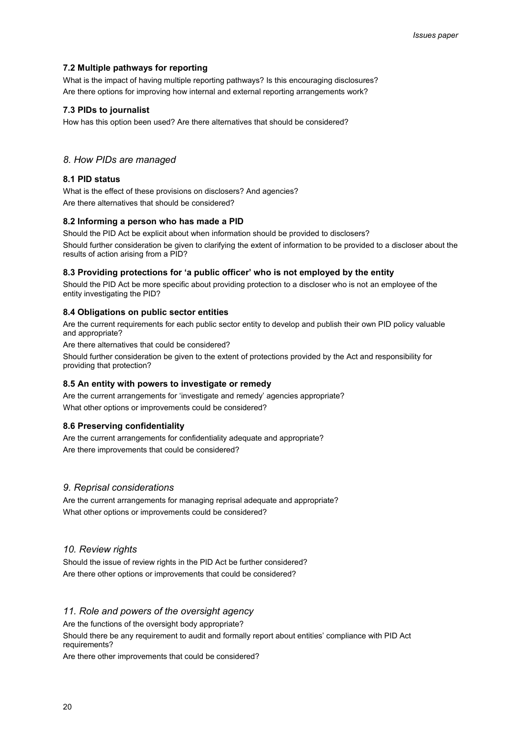### 7.2 Multiple pathways for reporting

What is the impact of having multiple reporting pathways? Is this encouraging disclosures?

Are there options for improving how internal and external reporting arrangements work?

### 7.3 PIDs to journalist

How has this option been used? Are there alternatives that should be considered?

## *8. How PIDs are managed*

### 8.1 PID status

What is the effect of these provisions on disclosers? And agencies?

Are there alternatives that should be considered?

### 8.2 Informing a person who has made a PID

Should the PID Act be explicit about when information should be provided to disclosers?

Should further consideration be given to clarifying the extent of information to be provided to a discloser about the results of action arising from a PID?

### 8.3 Providing protections for 'a public officer' who is not employed by the entity

Should the PID Act be more specific about providing protection to a discloser who is not an employee of the entity investigating the PID?

### 8.4 Obligations on public sector entities

Are the current requirements for each public sector entity to develop and publish their own PID policy valuable and appropriate?

Are there alternatives that could be considered?

Should further consideration be given to the extent of protections provided by the Act and responsibility for providing that protection?

### 8.5 An entity with powers to investigate or remedy

Are the current arrangements for 'investigate and remedy' agencies appropriate?

What other options or improvements could be considered?

### 8.6 Preserving confidentiality

Are the current arrangements for confidentiality adequate and appropriate?

Are there improvements that could be considered?

## *9. Reprisal considerations*

Are the current arrangements for managing reprisal adequate and appropriate?

What other options or improvements could be considered?

## *10. Review rights*

Should the issue of review rights in the PID Act be further considered?

Are there other options or improvements that could be considered?

## *11. Role and powers of the oversight agency*

Are the functions of the oversight body appropriate?

Should there be any requirement to audit and formally report about entities' compliance with PID Act requirements?

Are there other improvements that could be considered?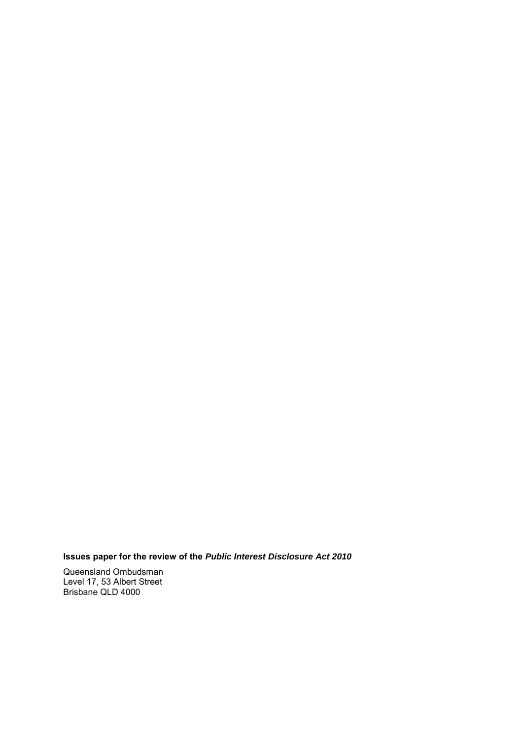**Issues paper for the review of the *Public Interest Disclosure Act 2010***

Queensland Ombudsman
Level 17, 53 Albert Street
Brisbane QLD 4000